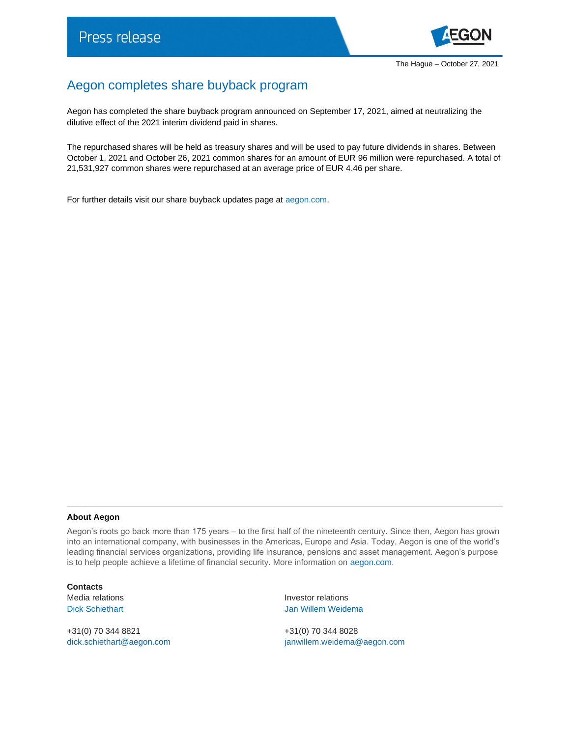Press release

The Hague – October 27, 2021

# Aegon completes share buyback program

Aegon has completed the share buyback program announced on September 17, 2021, aimed at neutralizing the dilutive effect of the 2021 interim dividend paid in shares.

The repurchased shares will be held as treasury shares and will be used to pay future dividends in shares. Between October 1, 2021 and October 26, 2021 common shares for an amount of EUR 96 million were repurchased. A total of 21,531,927 common shares were repurchased at an average price of EUR 4.46 per share.

For further details visit our share buyback updates page at aegon.com.

**About Aegon**

Aegon's roots go back more than 175 years – to the first half of the nineteenth century. Since then, Aegon has grown into an international company, with businesses in the Americas, Europe and Asia. Today, Aegon is one of the world's leading financial services organizations, providing life insurance, pensions and asset management. Aegon's purpose is to help people achieve a lifetime of financial security. More information on aegon.com.

**Contacts**

Media relations
Dick Schiethart

+31(0) 70 344 8821
dick.schiethart@aegon.com

Investor relations
Jan Willem Weidema

+31(0) 70 344 8028
janwillem.weidema@aegon.com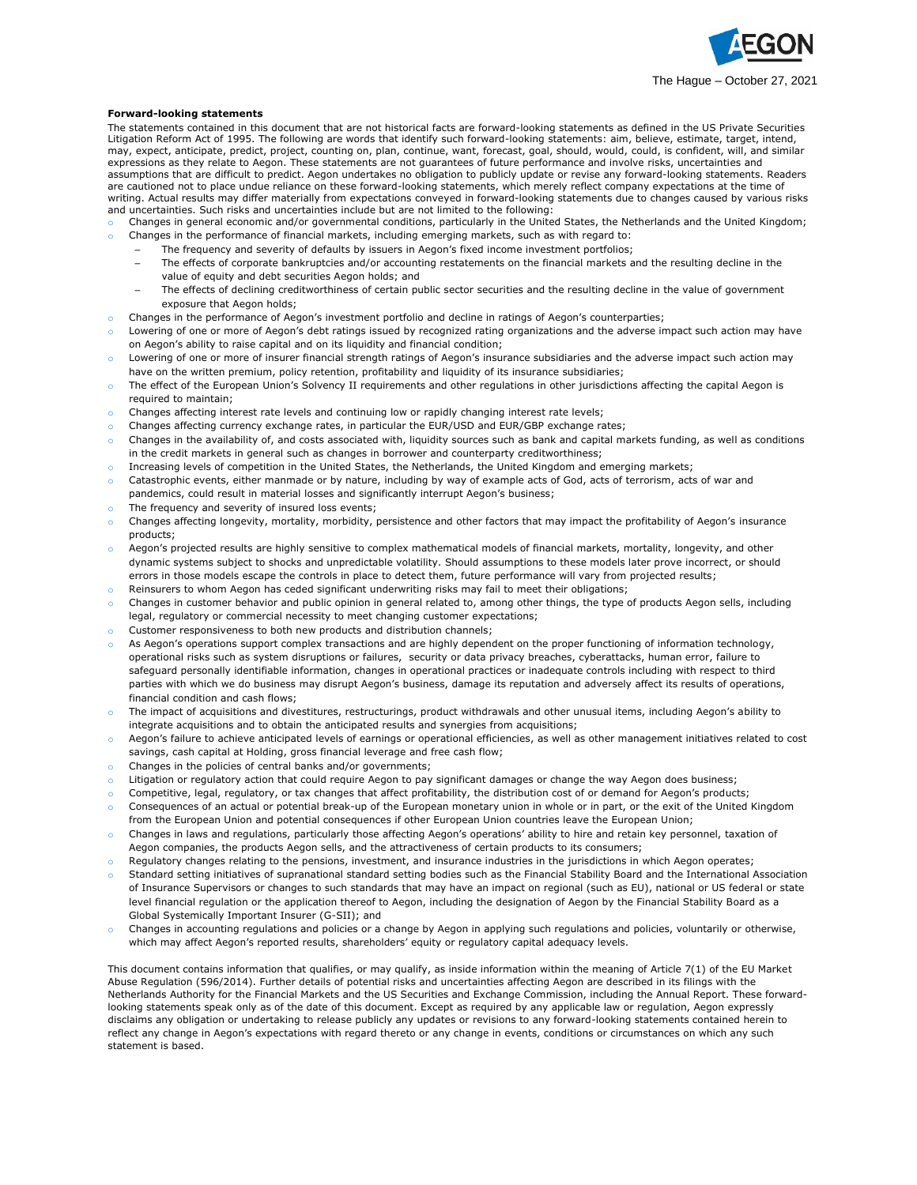**Forward-looking statements**

The statements contained in this document that are not historical facts are forward-looking statements as defined in the US Private Securities Litigation Reform Act of 1995. The following are words that identify such forward-looking statements: aim, believe, estimate, target, intend, may, expect, anticipate, predict, project, counting on, plan, continue, want, forecast, goal, should, would, could, is confident, will, and similar expressions as they relate to Aegon. These statements are not guarantees of future performance and involve risks, uncertainties and assumptions that are difficult to predict. Aegon undertakes no obligation to publicly update or revise any forward-looking statements. Readers are cautioned not to place undue reliance on these forward-looking statements, which merely reflect company expectations at the time of writing. Actual results may differ materially from expectations conveyed in forward-looking statements due to changes caused by various risks and uncertainties. Such risks and uncertainties include but are not limited to the following:

- Changes in general economic and/or governmental conditions, particularly in the United States, the Netherlands and the United Kingdom;
- Changes in the performance of financial markets, including emerging markets, such as with regard to:
  - The frequency and severity of defaults by issuers in Aegon's fixed income investment portfolios;
  - The effects of corporate bankruptcies and/or accounting restatements on the financial markets and the resulting decline in the value of equity and debt securities Aegon holds; and
  - The effects of declining creditworthiness of certain public sector securities and the resulting decline in the value of government exposure that Aegon holds;
- Changes in the performance of Aegon's investment portfolio and decline in ratings of Aegon's counterparties;
- Lowering of one or more of Aegon's debt ratings issued by recognized rating organizations and the adverse impact such action may have on Aegon's ability to raise capital and on its liquidity and financial condition;
- Lowering of one or more of insurer financial strength ratings of Aegon's insurance subsidiaries and the adverse impact such action may have on the written premium, policy retention, profitability and liquidity of its insurance subsidiaries;
- The effect of the European Union's Solvency II requirements and other regulations in other jurisdictions affecting the capital Aegon is required to maintain;
- Changes affecting interest rate levels and continuing low or rapidly changing interest rate levels;
- Changes affecting currency exchange rates, in particular the EUR/USD and EUR/GBP exchange rates;
- Changes in the availability of, and costs associated with, liquidity sources such as bank and capital markets funding, as well as conditions in the credit markets in general such as changes in borrower and counterparty creditworthiness;
- Increasing levels of competition in the United States, the Netherlands, the United Kingdom and emerging markets;
- Catastrophic events, either manmade or by nature, including by way of example acts of God, acts of terrorism, acts of war and pandemics, could result in material losses and significantly interrupt Aegon's business;
- The frequency and severity of insured loss events;
- Changes affecting longevity, mortality, morbidity, persistence and other factors that may impact the profitability of Aegon's insurance products;
- Aegon's projected results are highly sensitive to complex mathematical models of financial markets, mortality, longevity, and other dynamic systems subject to shocks and unpredictable volatility. Should assumptions to these models later prove incorrect, or should errors in those models escape the controls in place to detect them, future performance will vary from projected results;
- Reinsurers to whom Aegon has ceded significant underwriting risks may fail to meet their obligations;
- Changes in customer behavior and public opinion in general related to, among other things, the type of products Aegon sells, including legal, regulatory or commercial necessity to meet changing customer expectations;
- Customer responsiveness to both new products and distribution channels;
- As Aegon's operations support complex transactions and are highly dependent on the proper functioning of information technology, operational risks such as system disruptions or failures, security or data privacy breaches, cyberattacks, human error, failure to safeguard personally identifiable information, changes in operational practices or inadequate controls including with respect to third parties with which we do business may disrupt Aegon's business, damage its reputation and adversely affect its results of operations, financial condition and cash flows;
- The impact of acquisitions and divestitures, restructurings, product withdrawals and other unusual items, including Aegon's ability to integrate acquisitions and to obtain the anticipated results and synergies from acquisitions;
- Aegon's failure to achieve anticipated levels of earnings or operational efficiencies, as well as other management initiatives related to cost savings, cash capital at Holding, gross financial leverage and free cash flow;
- Changes in the policies of central banks and/or governments;
- Litigation or regulatory action that could require Aegon to pay significant damages or change the way Aegon does business;
- Competitive, legal, regulatory, or tax changes that affect profitability, the distribution cost of or demand for Aegon's products;
- Consequences of an actual or potential break-up of the European monetary union in whole or in part, or the exit of the United Kingdom from the European Union and potential consequences if other European Union countries leave the European Union;
- Changes in laws and regulations, particularly those affecting Aegon's operations' ability to hire and retain key personnel, taxation of Aegon companies, the products Aegon sells, and the attractiveness of certain products to its consumers;
- Regulatory changes relating to the pensions, investment, and insurance industries in the jurisdictions in which Aegon operates;
- Standard setting initiatives of supranational standard setting bodies such as the Financial Stability Board and the International Association of Insurance Supervisors or changes to such standards that may have an impact on regional (such as EU), national or US federal or state level financial regulation or the application thereof to Aegon, including the designation of Aegon by the Financial Stability Board as a Global Systemically Important Insurer (G-SII); and
- Changes in accounting regulations and policies or a change by Aegon in applying such regulations and policies, voluntarily or otherwise, which may affect Aegon's reported results, shareholders' equity or regulatory capital adequacy levels.

This document contains information that qualifies, or may qualify, as inside information within the meaning of Article 7(1) of the EU Market Abuse Regulation (596/2014). Further details of potential risks and uncertainties affecting Aegon are described in its filings with the Netherlands Authority for the Financial Markets and the US Securities and Exchange Commission, including the Annual Report. These forward-looking statements speak only as of the date of this document. Except as required by any applicable law or regulation, Aegon expressly disclaims any obligation or undertaking to release publicly any updates or revisions to any forward-looking statements contained herein to reflect any change in Aegon's expectations with regard thereto or any change in events, conditions or circumstances on which any such statement is based.